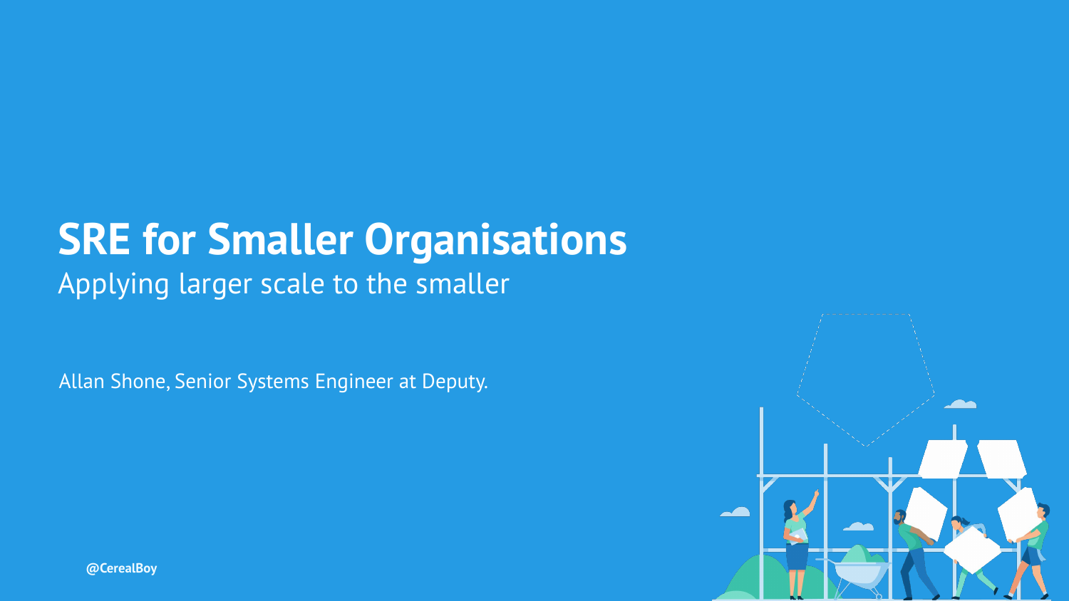# SRE for Smaller Organisations

Applying larger scale to the smaller

Allan Shone, Senior Systems Engineer at Deputy.

**@CerealBoy**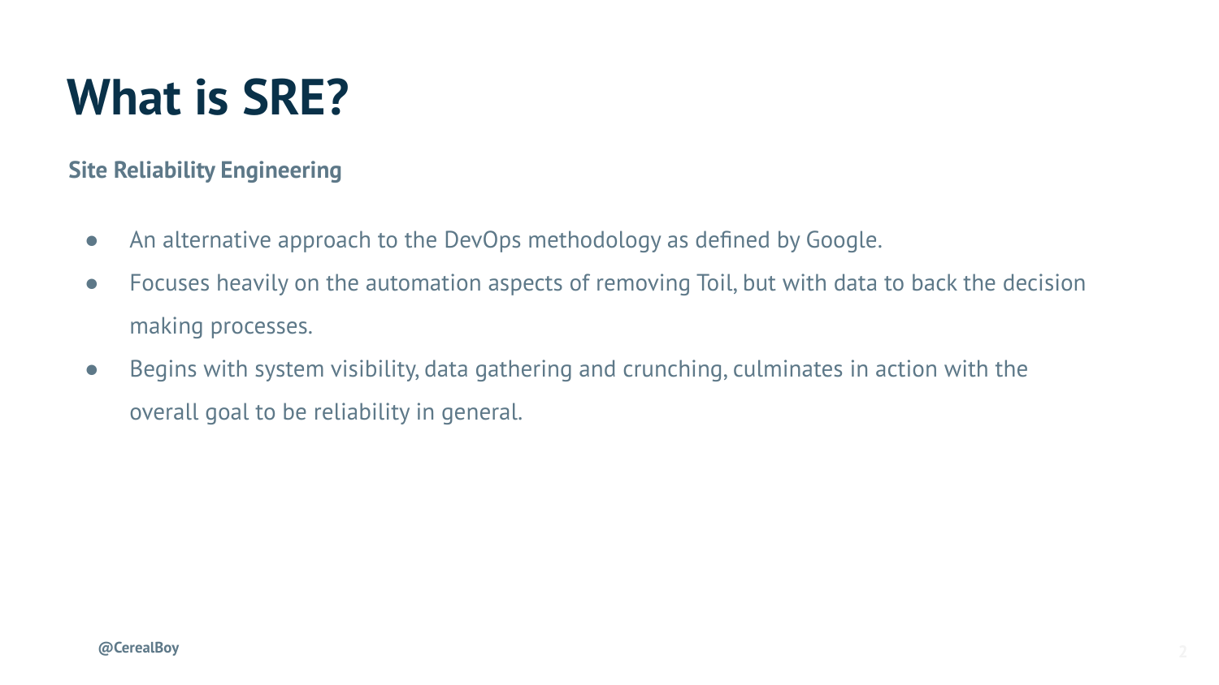# What is SRE?

**Site Reliability Engineering**

- An alternative approach to the DevOps methodology as defined by Google.
- Focuses heavily on the automation aspects of removing Toil, but with data to back the decision making processes.
- Begins with system visibility, data gathering and crunching, culminates in action with the overall goal to be reliability in general.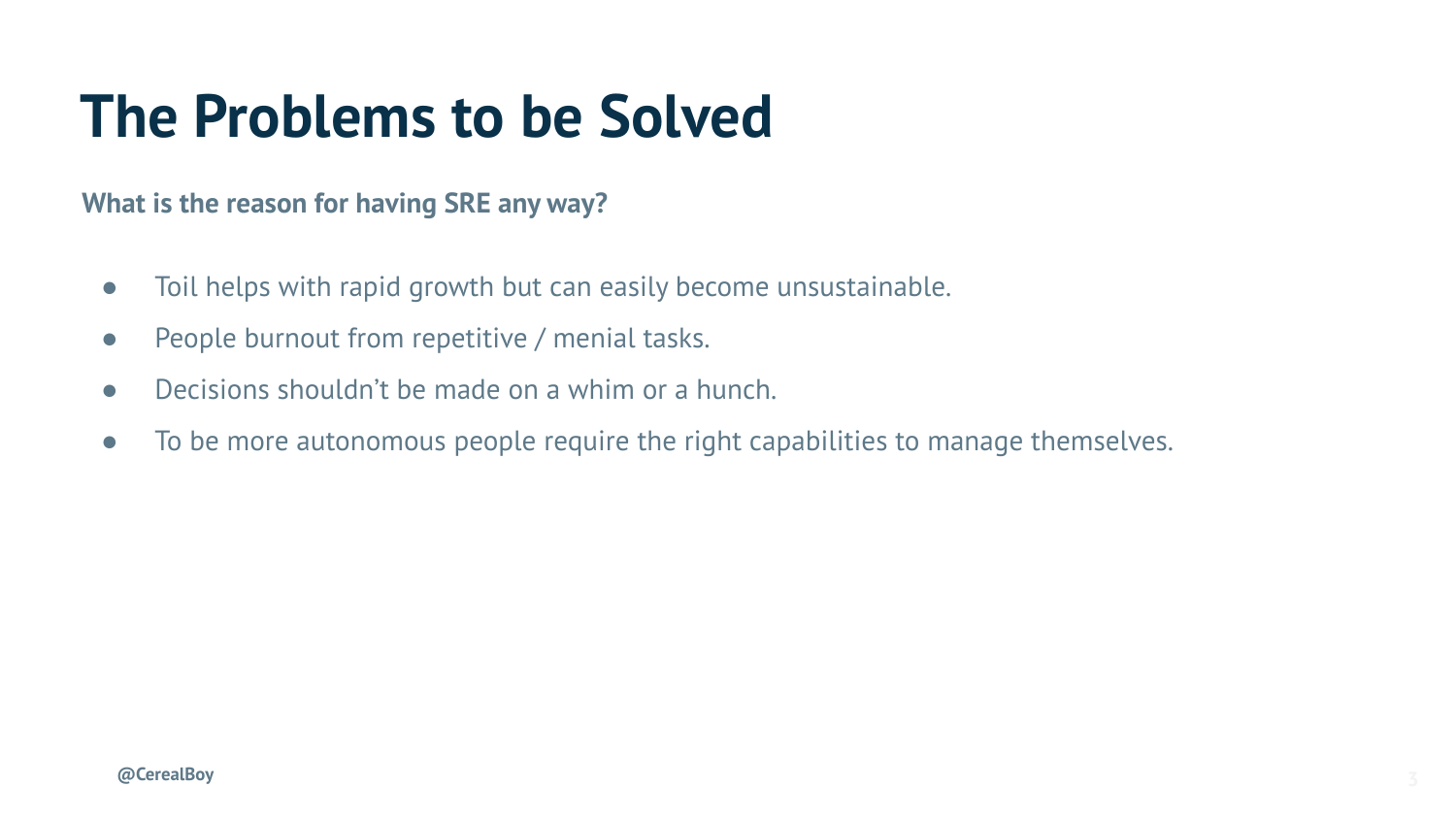# The Problems to be Solved

**What is the reason for having SRE any way?**

- Toil helps with rapid growth but can easily become unsustainable.
- People burnout from repetitive / menial tasks.
- Decisions shouldn't be made on a whim or a hunch.
- To be more autonomous people require the right capabilities to manage themselves.

**@CerealBoy**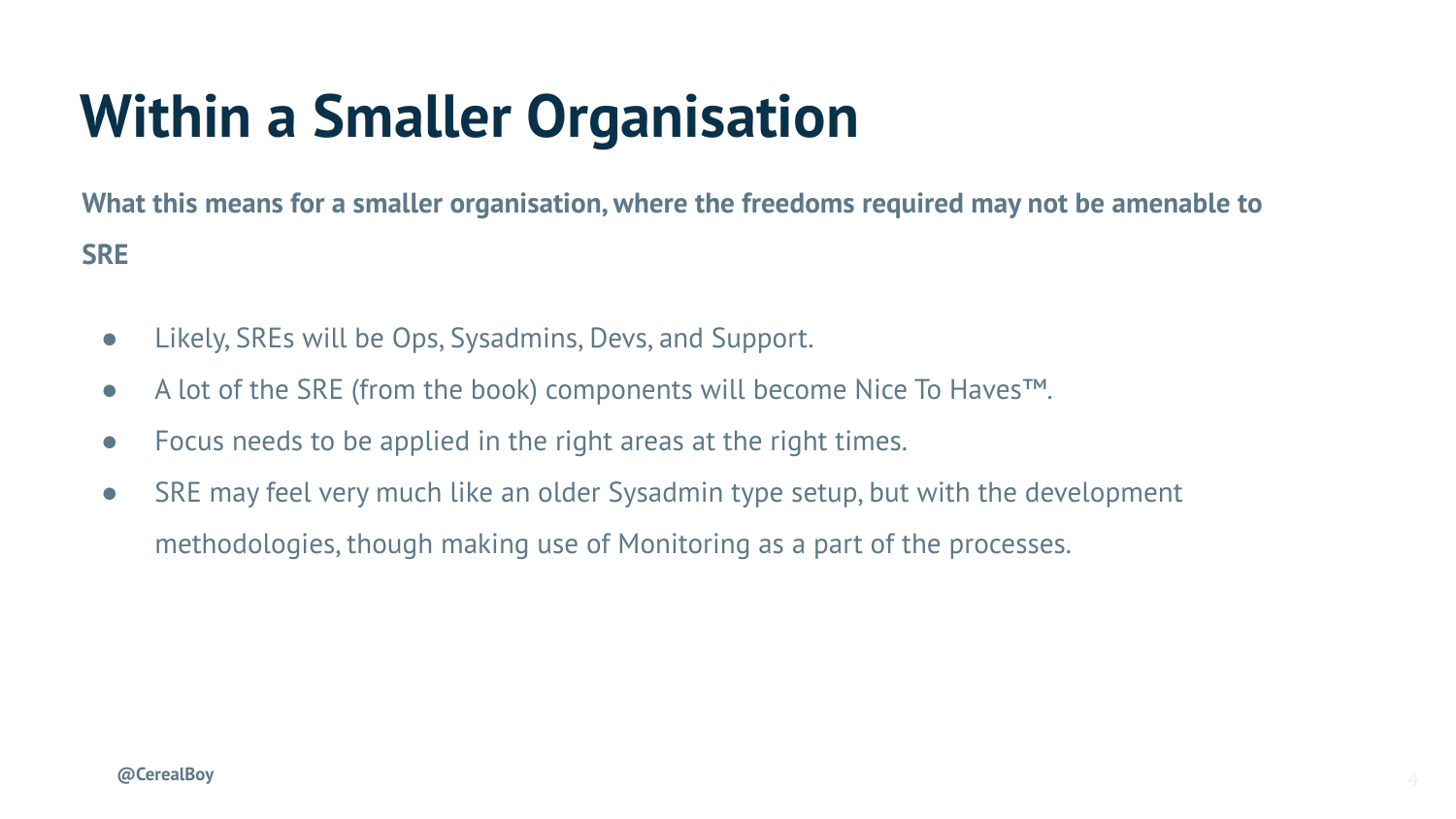# Within a Smaller Organisation

**What this means for a smaller organisation, where the freedoms required may not be amenable to SRE**

- Likely, SREs will be Ops, Sysadmins, Devs, and Support.
- A lot of the SRE (from the book) components will become Nice To Haves™.
- Focus needs to be applied in the right areas at the right times.
- SRE may feel very much like an older Sysadmin type setup, but with the development methodologies, though making use of Monitoring as a part of the processes.

**@CerealBoy**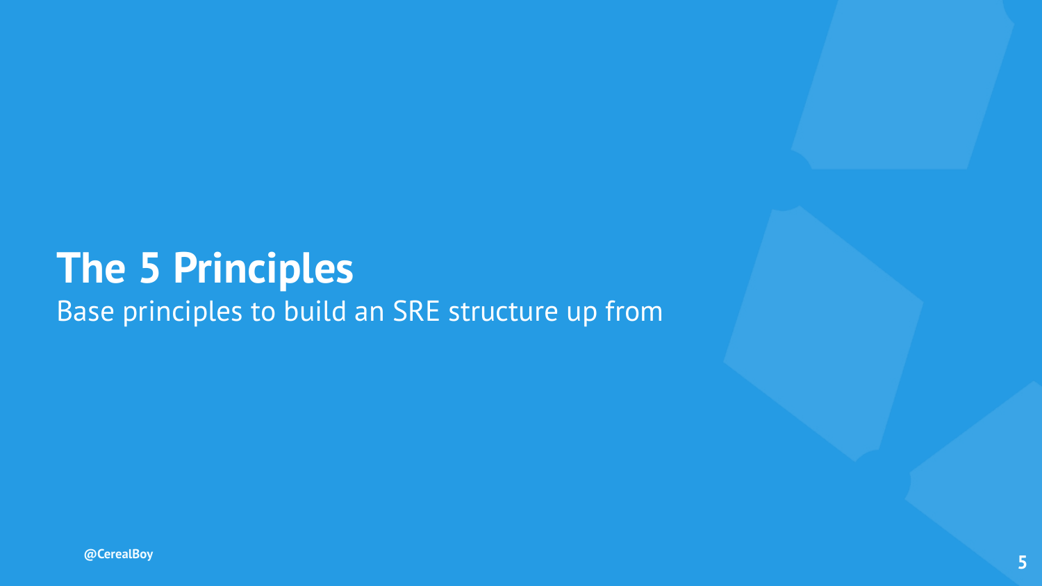# The 5 Principles

Base principles to build an SRE structure up from

@CerealBoy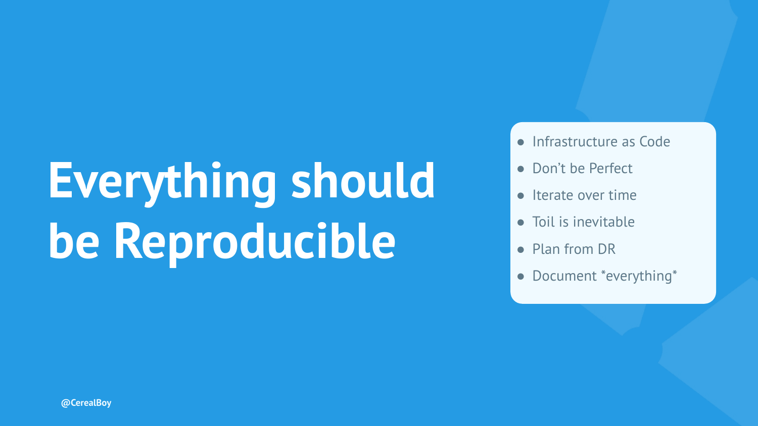# Everything should be Reproducible

- Infrastructure as Code
- Don't be Perfect
- Iterate over time
- Toil is inevitable
- Plan from DR
- Document *everything*

@CerealBoy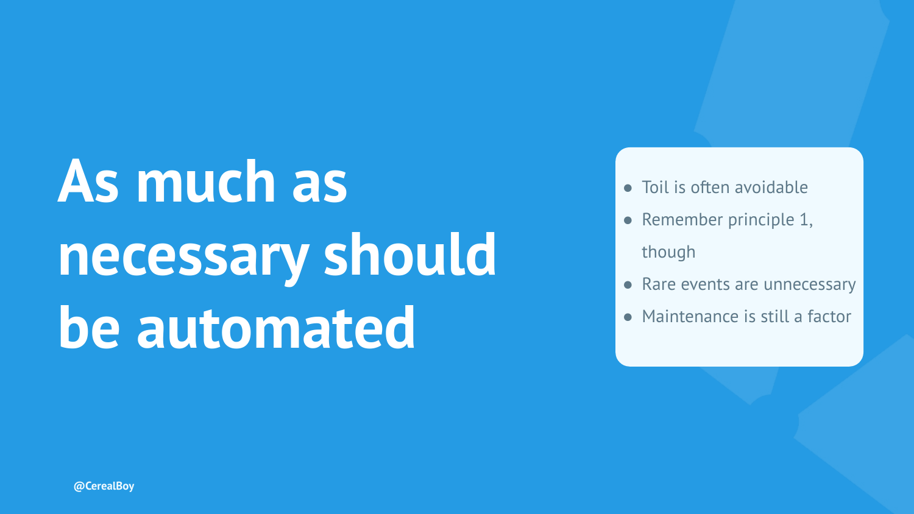# As much as necessary should be automated

- Toil is often avoidable
- Remember principle 1, though
- Rare events are unnecessary
- Maintenance is still a factor

@CerealBoy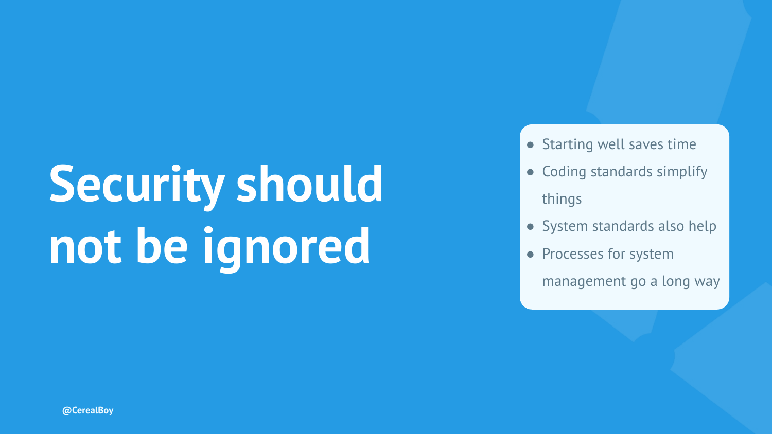# Security should not be ignored

- Starting well saves time
- Coding standards simplify things
- System standards also help
- Processes for system management go a long way

@CerealBoy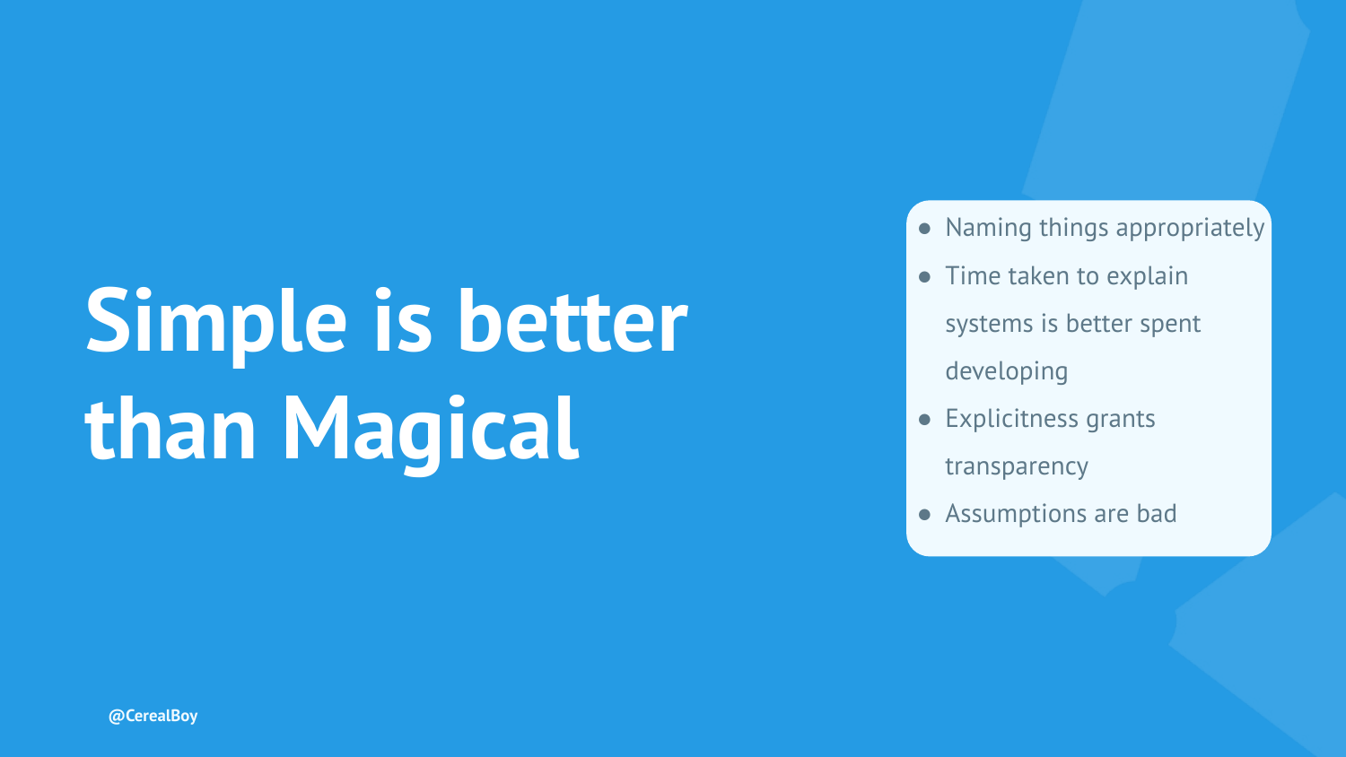# Simple is better than Magical

- Naming things appropriately
- Time taken to explain systems is better spent developing
- Explicitness grants transparency
- Assumptions are bad

@CerealBoy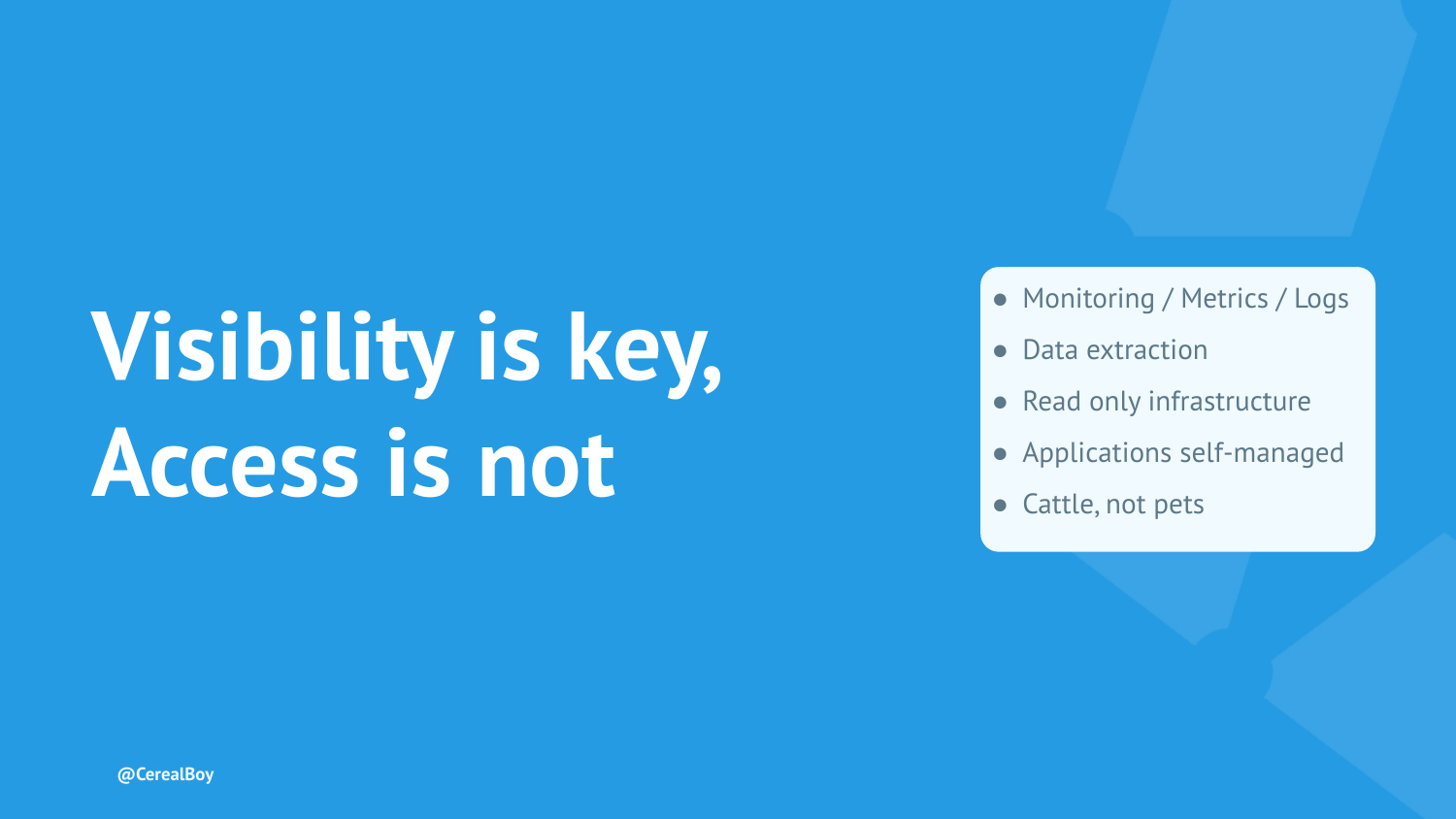# Visibility is key, Access is not

- Monitoring / Metrics / Logs
- Data extraction
- Read only infrastructure
- Applications self-managed
- Cattle, not pets

@CerealBoy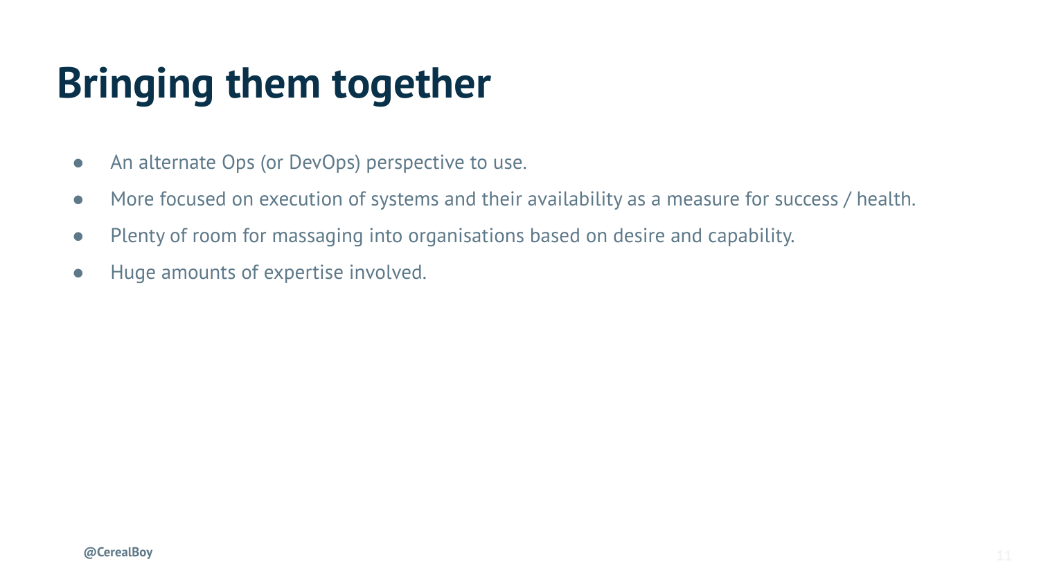# Bringing them together

- An alternate Ops (or DevOps) perspective to use.
- More focused on execution of systems and their availability as a measure for success / health.
- Plenty of room for massaging into organisations based on desire and capability.
- Huge amounts of expertise involved.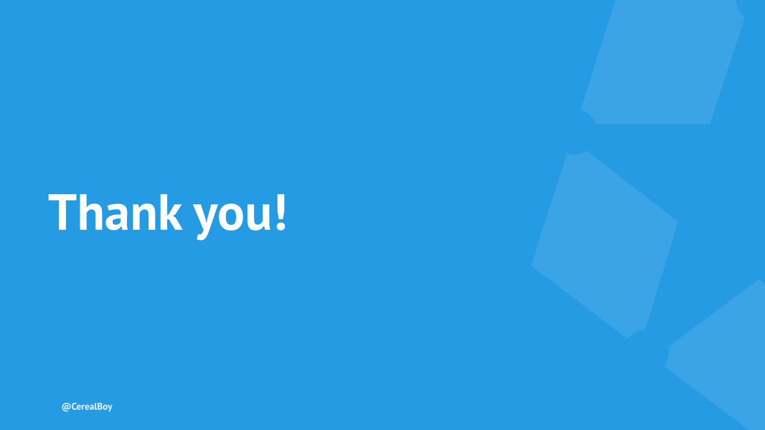# Thank you!

@CerealBoy